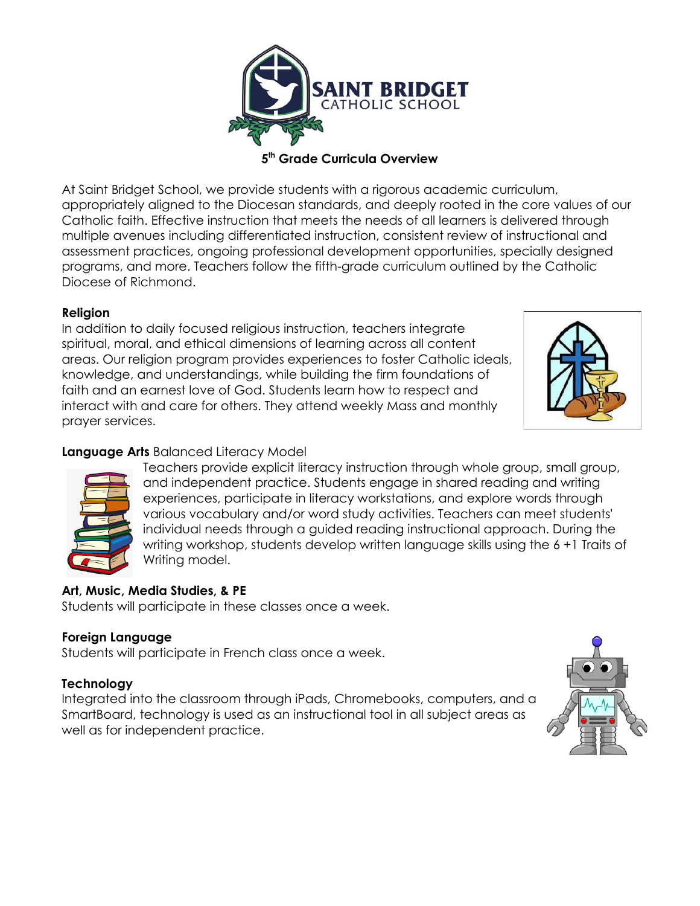SAINT BRIDGET
CATHOLIC SCHOOL

# 5th Grade Curricula Overview

At Saint Bridget School, we provide students with a rigorous academic curriculum, appropriately aligned to the Diocesan standards, and deeply rooted in the core values of our Catholic faith. Effective instruction that meets the needs of all learners is delivered through multiple avenues including differentiated instruction, consistent review of instructional and assessment practices, ongoing professional development opportunities, specially designed programs, and more. Teachers follow the fifth-grade curriculum outlined by the Catholic Diocese of Richmond.

**Religion**
In addition to daily focused religious instruction, teachers integrate spiritual, moral, and ethical dimensions of learning across all content areas. Our religion program provides experiences to foster Catholic ideals, knowledge, and understandings, while building the firm foundations of faith and an earnest love of God. Students learn how to respect and interact with and care for others. They attend weekly Mass and monthly prayer services.

**Language Arts** Balanced Literacy Model
Teachers provide explicit literacy instruction through whole group, small group, and independent practice. Students engage in shared reading and writing experiences, participate in literacy workstations, and explore words through various vocabulary and/or word study activities. Teachers can meet students' individual needs through a guided reading instructional approach. During the writing workshop, students develop written language skills using the 6 +1 Traits of Writing model.

**Art, Music, Media Studies, & PE**
Students will participate in these classes once a week.

**Foreign Language**
Students will participate in French class once a week.

**Technology**
Integrated into the classroom through iPads, Chromebooks, computers, and a SmartBoard, technology is used as an instructional tool in all subject areas as well as for independent practice.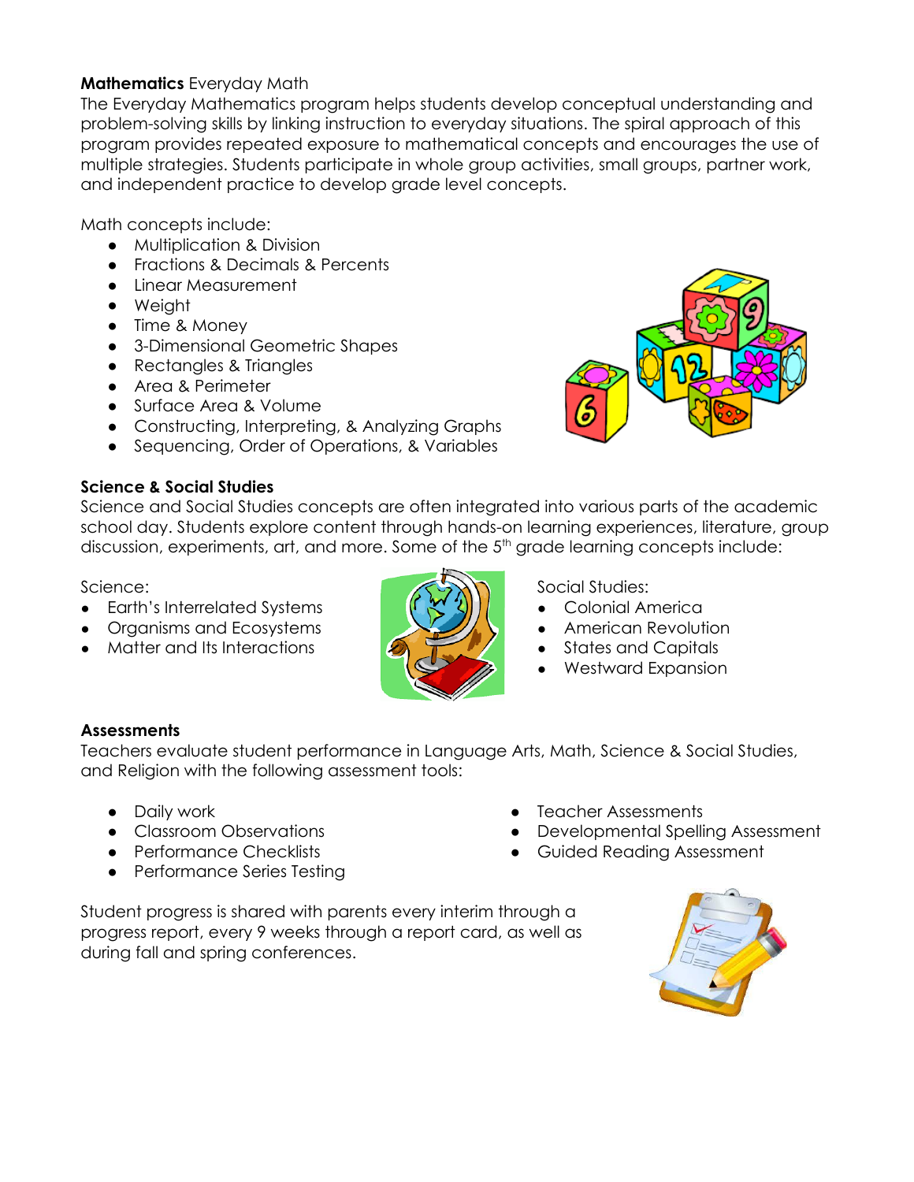**Mathematics** Everyday Math

The Everyday Mathematics program helps students develop conceptual understanding and problem-solving skills by linking instruction to everyday situations. The spiral approach of this program provides repeated exposure to mathematical concepts and encourages the use of multiple strategies. Students participate in whole group activities, small groups, partner work, and independent practice to develop grade level concepts.

Math concepts include:

- Multiplication & Division
- Fractions & Decimals & Percents
- Linear Measurement
- Weight
- Time & Money
- 3-Dimensional Geometric Shapes
- Rectangles & Triangles
- Area & Perimeter
- Surface Area & Volume
- Constructing, Interpreting, & Analyzing Graphs
- Sequencing, Order of Operations, & Variables

**Science & Social Studies**

Science and Social Studies concepts are often integrated into various parts of the academic school day. Students explore content through hands-on learning experiences, literature, group discussion, experiments, art, and more. Some of the 5th grade learning concepts include:

Science:

- Earth's Interrelated Systems
- Organisms and Ecosystems
- Matter and Its Interactions

Social Studies:

- Colonial America
- American Revolution
- States and Capitals
- Westward Expansion

**Assessments**

Teachers evaluate student performance in Language Arts, Math, Science & Social Studies, and Religion with the following assessment tools:

- Daily work
- Classroom Observations
- Performance Checklists
- Performance Series Testing
- Teacher Assessments
- Developmental Spelling Assessment
- Guided Reading Assessment

Student progress is shared with parents every interim through a progress report, every 9 weeks through a report card, as well as during fall and spring conferences.